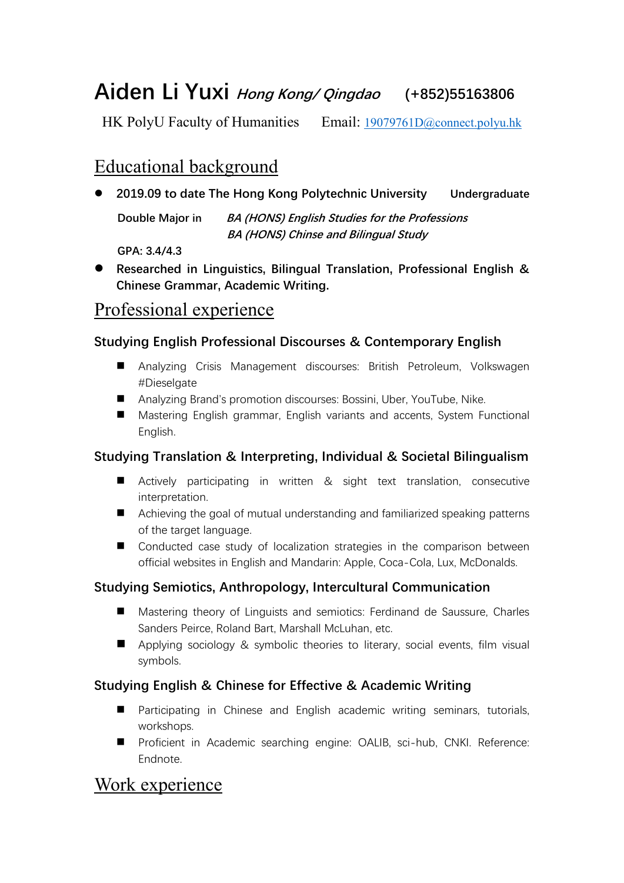# Aiden Li Yuxi *Hong Kong/ Qingdao* (+852)55163806

HK PolyU Faculty of Humanities Email: 19079761D@connect.polyu.hk

## Educational background

- **2019.09 to date The Hong Kong Polytechnic University** **Undergraduate**

  **Double Major in** *BA (HONS) English Studies for the Professions*
  *BA (HONS) Chinse and Bilingual Study*

  **GPA: 3.4/4.3**

- **Researched in Linguistics, Bilingual Translation, Professional English & Chinese Grammar, Academic Writing.**

## Professional experience

### Studying English Professional Discourses & Contemporary English

- Analyzing Crisis Management discourses: British Petroleum, Volkswagen #Dieselgate
- Analyzing Brand's promotion discourses: Bossini, Uber, YouTube, Nike.
- Mastering English grammar, English variants and accents, System Functional English.

### Studying Translation & Interpreting, Individual & Societal Bilingualism

- Actively participating in written & sight text translation, consecutive interpretation.
- Achieving the goal of mutual understanding and familiarized speaking patterns of the target language.
- Conducted case study of localization strategies in the comparison between official websites in English and Mandarin: Apple, Coca-Cola, Lux, McDonalds.

### Studying Semiotics, Anthropology, Intercultural Communication

- Mastering theory of Linguists and semiotics: Ferdinand de Saussure, Charles Sanders Peirce, Roland Bart, Marshall McLuhan, etc.
- Applying sociology & symbolic theories to literary, social events, film visual symbols.

### Studying English & Chinese for Effective & Academic Writing

- Participating in Chinese and English academic writing seminars, tutorials, workshops.
- Proficient in Academic searching engine: OALIB, sci-hub, CNKI. Reference: Endnote.

## Work experience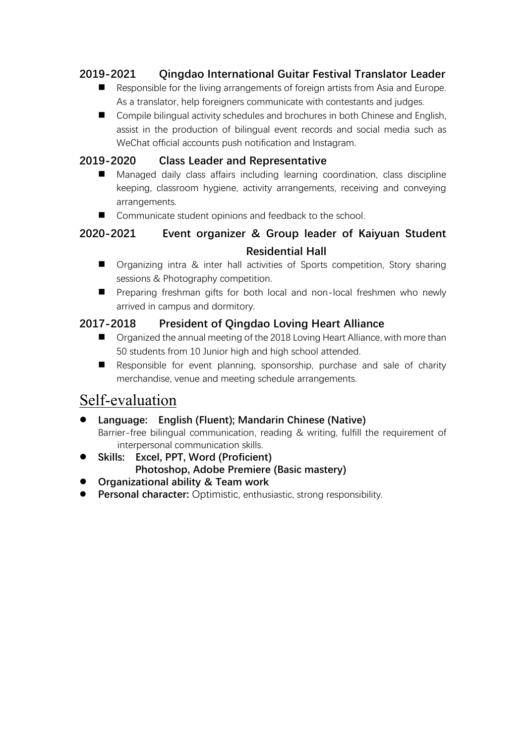### 2019-2021 Qingdao International Guitar Festival Translator Leader

- Responsible for the living arrangements of foreign artists from Asia and Europe. As a translator, help foreigners communicate with contestants and judges.
- Compile bilingual activity schedules and brochures in both Chinese and English, assist in the production of bilingual event records and social media such as WeChat official accounts push notification and Instagram.

### 2019-2020 Class Leader and Representative

- Managed daily class affairs including learning coordination, class discipline keeping, classroom hygiene, activity arrangements, receiving and conveying arrangements.
- Communicate student opinions and feedback to the school.

### 2020-2021 Event organizer & Group leader of Kaiyuan Student Residential Hall

- Organizing intra & inter hall activities of Sports competition, Story sharing sessions & Photography competition.
- Preparing freshman gifts for both local and non-local freshmen who newly arrived in campus and dormitory.

### 2017-2018 President of Qingdao Loving Heart Alliance

- Organized the annual meeting of the 2018 Loving Heart Alliance, with more than 50 students from 10 Junior high and high school attended.
- Responsible for event planning, sponsorship, purchase and sale of charity merchandise, venue and meeting schedule arrangements.

## Self-evaluation

- **Language: English (Fluent); Mandarin Chinese (Native)**
  Barrier-free bilingual communication, reading & writing, fulfill the requirement of interpersonal communication skills.
- **Skills: Excel, PPT, Word (Proficient)**
  **Photoshop, Adobe Premiere (Basic mastery)**
- **Organizational ability & Team work**
- **Personal character:** Optimistic, enthusiastic, strong responsibility.